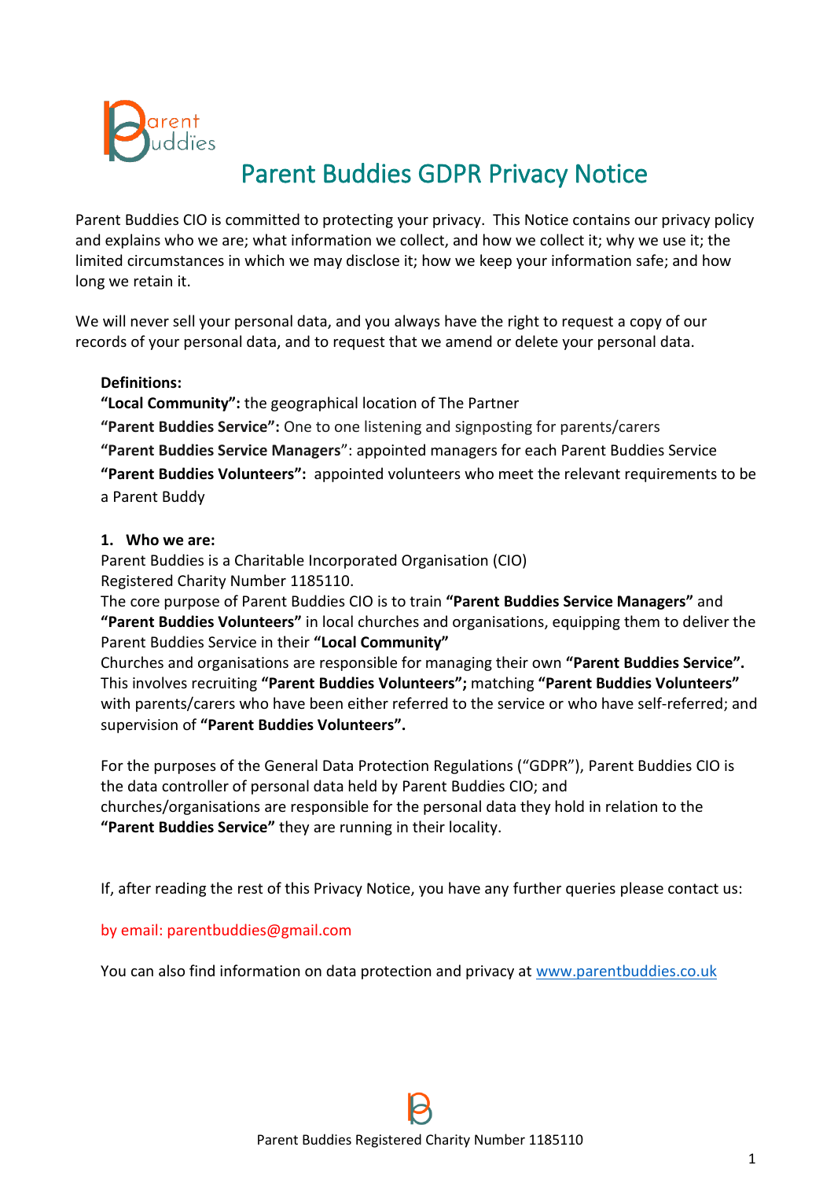# Parent Buddies GDPR Privacy Notice

Parent Buddies CIO is committed to protecting your privacy. This Notice contains our privacy policy and explains who we are; what information we collect, and how we collect it; why we use it; the limited circumstances in which we may disclose it; how we keep your information safe; and how long we retain it.

We will never sell your personal data, and you always have the right to request a copy of our records of your personal data, and to request that we amend or delete your personal data.

**Definitions:**

**"Local Community":** the geographical location of The Partner

**"Parent Buddies Service":** One to one listening and signposting for parents/carers

**"Parent Buddies Service Managers"**: appointed managers for each Parent Buddies Service

**"Parent Buddies Volunteers":** appointed volunteers who meet the relevant requirements to be a Parent Buddy

## 1. Who we are:

Parent Buddies is a Charitable Incorporated Organisation (CIO)
Registered Charity Number 1185110.
The core purpose of Parent Buddies CIO is to train **"Parent Buddies Service Managers"** and **"Parent Buddies Volunteers"** in local churches and organisations, equipping them to deliver the Parent Buddies Service in their **"Local Community"**
Churches and organisations are responsible for managing their own **"Parent Buddies Service".** This involves recruiting **"Parent Buddies Volunteers";** matching **"Parent Buddies Volunteers"** with parents/carers who have been either referred to the service or who have self-referred; and supervision of **"Parent Buddies Volunteers".**

For the purposes of the General Data Protection Regulations ("GDPR"), Parent Buddies CIO is the data controller of personal data held by Parent Buddies CIO; and churches/organisations are responsible for the personal data they hold in relation to the **"Parent Buddies Service"** they are running in their locality.

If, after reading the rest of this Privacy Notice, you have any further queries please contact us:

by email: parentbuddies@gmail.com

You can also find information on data protection and privacy at [www.parentbuddies.co.uk](www.parentbuddies.co.uk)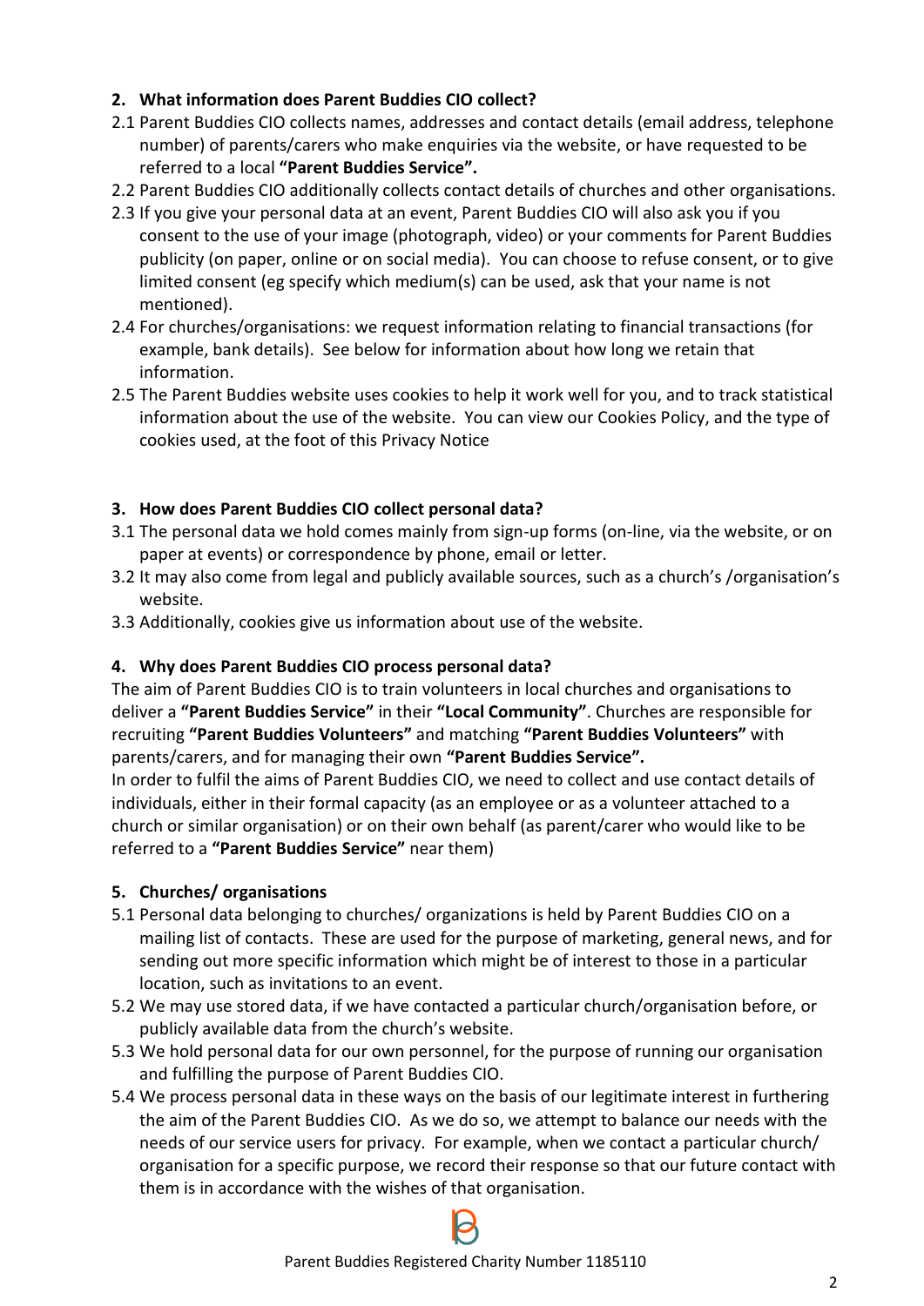## 2. What information does Parent Buddies CIO collect?

2.1 Parent Buddies CIO collects names, addresses and contact details (email address, telephone number) of parents/carers who make enquiries via the website, or have requested to be referred to a local **"Parent Buddies Service".**

2.2 Parent Buddies CIO additionally collects contact details of churches and other organisations.

2.3 If you give your personal data at an event, Parent Buddies CIO will also ask you if you consent to the use of your image (photograph, video) or your comments for Parent Buddies publicity (on paper, online or on social media). You can choose to refuse consent, or to give limited consent (eg specify which medium(s) can be used, ask that your name is not mentioned).

2.4 For churches/organisations: we request information relating to financial transactions (for example, bank details). See below for information about how long we retain that information.

2.5 The Parent Buddies website uses cookies to help it work well for you, and to track statistical information about the use of the website. You can view our Cookies Policy, and the type of cookies used, at the foot of this Privacy Notice

## 3. How does Parent Buddies CIO collect personal data?

3.1 The personal data we hold comes mainly from sign-up forms (on-line, via the website, or on paper at events) or correspondence by phone, email or letter.

3.2 It may also come from legal and publicly available sources, such as a church's /organisation's website.

3.3 Additionally, cookies give us information about use of the website.

## 4. Why does Parent Buddies CIO process personal data?

The aim of Parent Buddies CIO is to train volunteers in local churches and organisations to deliver a **"Parent Buddies Service"** in their **"Local Community"**. Churches are responsible for recruiting **"Parent Buddies Volunteers"** and matching **"Parent Buddies Volunteers"** with parents/carers, and for managing their own **"Parent Buddies Service".**

In order to fulfil the aims of Parent Buddies CIO, we need to collect and use contact details of individuals, either in their formal capacity (as an employee or as a volunteer attached to a church or similar organisation) or on their own behalf (as parent/carer who would like to be referred to a **"Parent Buddies Service"** near them)

## 5. Churches/ organisations

5.1 Personal data belonging to churches/ organizations is held by Parent Buddies CIO on a mailing list of contacts. These are used for the purpose of marketing, general news, and for sending out more specific information which might be of interest to those in a particular location, such as invitations to an event.

5.2 We may use stored data, if we have contacted a particular church/organisation before, or publicly available data from the church's website.

5.3 We hold personal data for our own personnel, for the purpose of running our organisation and fulfilling the purpose of Parent Buddies CIO.

5.4 We process personal data in these ways on the basis of our legitimate interest in furthering the aim of the Parent Buddies CIO. As we do so, we attempt to balance our needs with the needs of our service users for privacy. For example, when we contact a particular church/ organisation for a specific purpose, we record their response so that our future contact with them is in accordance with the wishes of that organisation.

Parent Buddies Registered Charity Number 1185110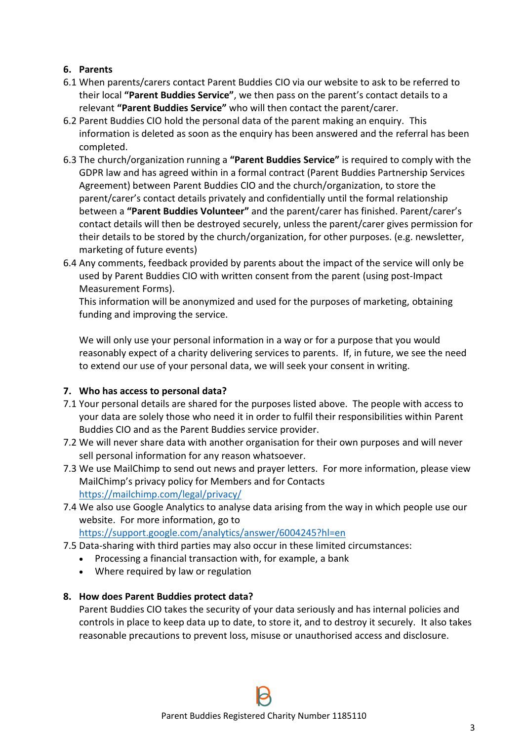## 6. Parents

6.1 When parents/carers contact Parent Buddies CIO via our website to ask to be referred to their local **"Parent Buddies Service"**, we then pass on the parent's contact details to a relevant **"Parent Buddies Service"** who will then contact the parent/carer.

6.2 Parent Buddies CIO hold the personal data of the parent making an enquiry. This information is deleted as soon as the enquiry has been answered and the referral has been completed.

6.3 The church/organization running a **"Parent Buddies Service"** is required to comply with the GDPR law and has agreed within in a formal contract (Parent Buddies Partnership Services Agreement) between Parent Buddies CIO and the church/organization, to store the parent/carer's contact details privately and confidentially until the formal relationship between a **"Parent Buddies Volunteer"** and the parent/carer has finished. Parent/carer's contact details will then be destroyed securely, unless the parent/carer gives permission for their details to be stored by the church/organization, for other purposes. (e.g. newsletter, marketing of future events)

6.4 Any comments, feedback provided by parents about the impact of the service will only be used by Parent Buddies CIO with written consent from the parent (using post-Impact Measurement Forms).
This information will be anonymized and used for the purposes of marketing, obtaining funding and improving the service.

We will only use your personal information in a way or for a purpose that you would reasonably expect of a charity delivering services to parents. If, in future, we see the need to extend our use of your personal data, we will seek your consent in writing.

## 7. Who has access to personal data?

7.1 Your personal details are shared for the purposes listed above. The people with access to your data are solely those who need it in order to fulfil their responsibilities within Parent Buddies CIO and as the Parent Buddies service provider.

7.2 We will never share data with another organisation for their own purposes and will never sell personal information for any reason whatsoever.

7.3 We use MailChimp to send out news and prayer letters. For more information, please view MailChimp's privacy policy for Members and for Contacts https://mailchimp.com/legal/privacy/

7.4 We also use Google Analytics to analyse data arising from the way in which people use our website. For more information, go to https://support.google.com/analytics/answer/6004245?hl=en

7.5 Data-sharing with third parties may also occur in these limited circumstances:

- Processing a financial transaction with, for example, a bank
- Where required by law or regulation

## 8. How does Parent Buddies protect data?

Parent Buddies CIO takes the security of your data seriously and has internal policies and controls in place to keep data up to date, to store it, and to destroy it securely. It also takes reasonable precautions to prevent loss, misuse or unauthorised access and disclosure.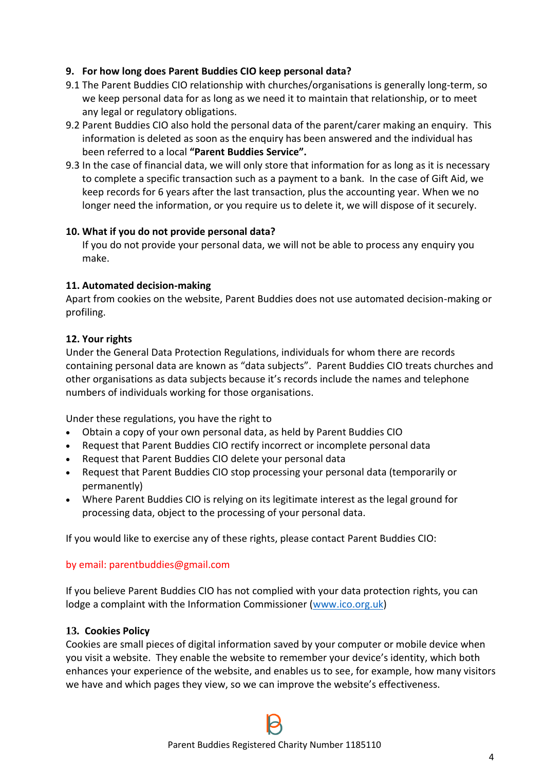**9. For how long does Parent Buddies CIO keep personal data?**

9.1 The Parent Buddies CIO relationship with churches/organisations is generally long-term, so we keep personal data for as long as we need it to maintain that relationship, or to meet any legal or regulatory obligations.

9.2 Parent Buddies CIO also hold the personal data of the parent/carer making an enquiry. This information is deleted as soon as the enquiry has been answered and the individual has been referred to a local **"Parent Buddies Service".**

9.3 In the case of financial data, we will only store that information for as long as it is necessary to complete a specific transaction such as a payment to a bank. In the case of Gift Aid, we keep records for 6 years after the last transaction, plus the accounting year. When we no longer need the information, or you require us to delete it, we will dispose of it securely.

**10. What if you do not provide personal data?**

If you do not provide your personal data, we will not be able to process any enquiry you make.

**11. Automated decision-making**

Apart from cookies on the website, Parent Buddies does not use automated decision-making or profiling.

**12. Your rights**

Under the General Data Protection Regulations, individuals for whom there are records containing personal data are known as "data subjects". Parent Buddies CIO treats churches and other organisations as data subjects because it's records include the names and telephone numbers of individuals working for those organisations.

Under these regulations, you have the right to

- Obtain a copy of your own personal data, as held by Parent Buddies CIO
- Request that Parent Buddies CIO rectify incorrect or incomplete personal data
- Request that Parent Buddies CIO delete your personal data
- Request that Parent Buddies CIO stop processing your personal data (temporarily or permanently)
- Where Parent Buddies CIO is relying on its legitimate interest as the legal ground for processing data, object to the processing of your personal data.

If you would like to exercise any of these rights, please contact Parent Buddies CIO:

by email: parentbuddies@gmail.com

If you believe Parent Buddies CIO has not complied with your data protection rights, you can lodge a complaint with the Information Commissioner (www.ico.org.uk)

**13. Cookies Policy**

Cookies are small pieces of digital information saved by your computer or mobile device when you visit a website. They enable the website to remember your device's identity, which both enhances your experience of the website, and enables us to see, for example, how many visitors we have and which pages they view, so we can improve the website's effectiveness.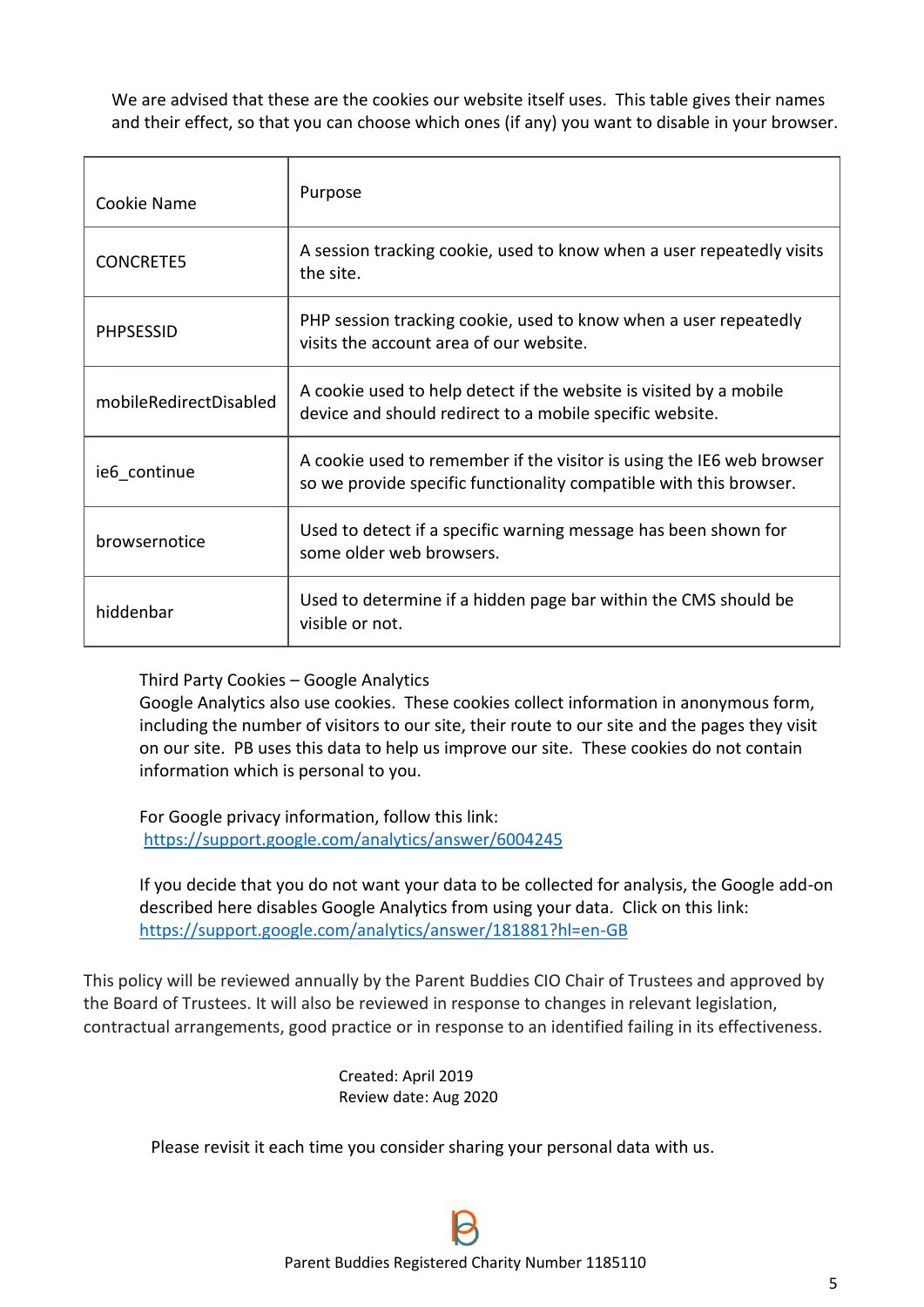We are advised that these are the cookies our website itself uses. This table gives their names and their effect, so that you can choose which ones (if any) you want to disable in your browser.

| Cookie Name | Purpose |
|---|---|
| CONCRETE5 | A session tracking cookie, used to know when a user repeatedly visits the site. |
| PHPSESSID | PHP session tracking cookie, used to know when a user repeatedly visits the account area of our website. |
| mobileRedirectDisabled | A cookie used to help detect if the website is visited by a mobile device and should redirect to a mobile specific website. |
| ie6_continue | A cookie used to remember if the visitor is using the IE6 web browser so we provide specific functionality compatible with this browser. |
| browsernotice | Used to detect if a specific warning message has been shown for some older web browsers. |
| hiddenbar | Used to determine if a hidden page bar within the CMS should be visible or not. |

Third Party Cookies – Google Analytics
Google Analytics also use cookies. These cookies collect information in anonymous form, including the number of visitors to our site, their route to our site and the pages they visit on our site. PB uses this data to help us improve our site. These cookies do not contain information which is personal to you.

For Google privacy information, follow this link:
https://support.google.com/analytics/answer/6004245

If you decide that you do not want your data to be collected for analysis, the Google add-on described here disables Google Analytics from using your data. Click on this link:
https://support.google.com/analytics/answer/181881?hl=en-GB

This policy will be reviewed annually by the Parent Buddies CIO Chair of Trustees and approved by the Board of Trustees. It will also be reviewed in response to changes in relevant legislation, contractual arrangements, good practice or in response to an identified failing in its effectiveness.

Created: April 2019
Review date: Aug 2020

Please revisit it each time you consider sharing your personal data with us.

Parent Buddies Registered Charity Number 1185110